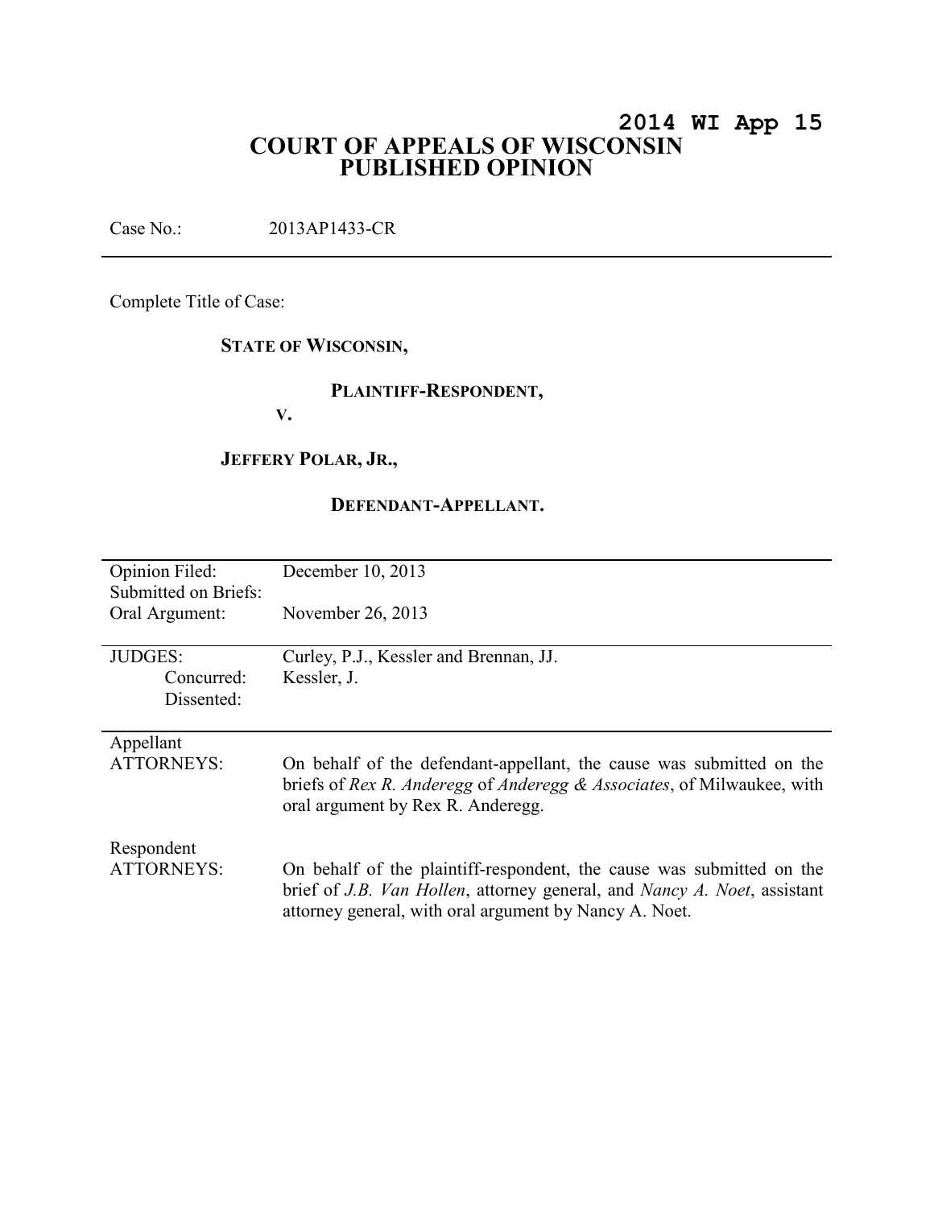**2014 WI App 15**

# COURT OF APPEALS OF WISCONSIN PUBLISHED OPINION

Case No.: 2013AP1433-CR

---

Complete Title of Case:

**STATE OF WISCONSIN,**

**PLAINTIFF-RESPONDENT,**

**V.**

**JEFFERY POLAR, JR.,**

**DEFENDANT-APPELLANT.**

---

| | |
|---|---|
| Opinion Filed: | December 10, 2013 |
| Submitted on Briefs: | |
| Oral Argument: | November 26, 2013 |
| | |
| JUDGES: | Curley, P.J., Kessler and Brennan, JJ. |
| Concurred: | Kessler, J. |
| Dissented: | |
| | |
| Appellant ATTORNEYS: | On behalf of the defendant-appellant, the cause was submitted on the briefs of *Rex R. Anderegg* of *Anderegg & Associates*, of Milwaukee, with oral argument by Rex R. Anderegg. |
| | |
| Respondent ATTORNEYS: | On behalf of the plaintiff-respondent, the cause was submitted on the brief of *J.B. Van Hollen*, attorney general, and *Nancy A. Noet*, assistant attorney general, with oral argument by Nancy A. Noet. |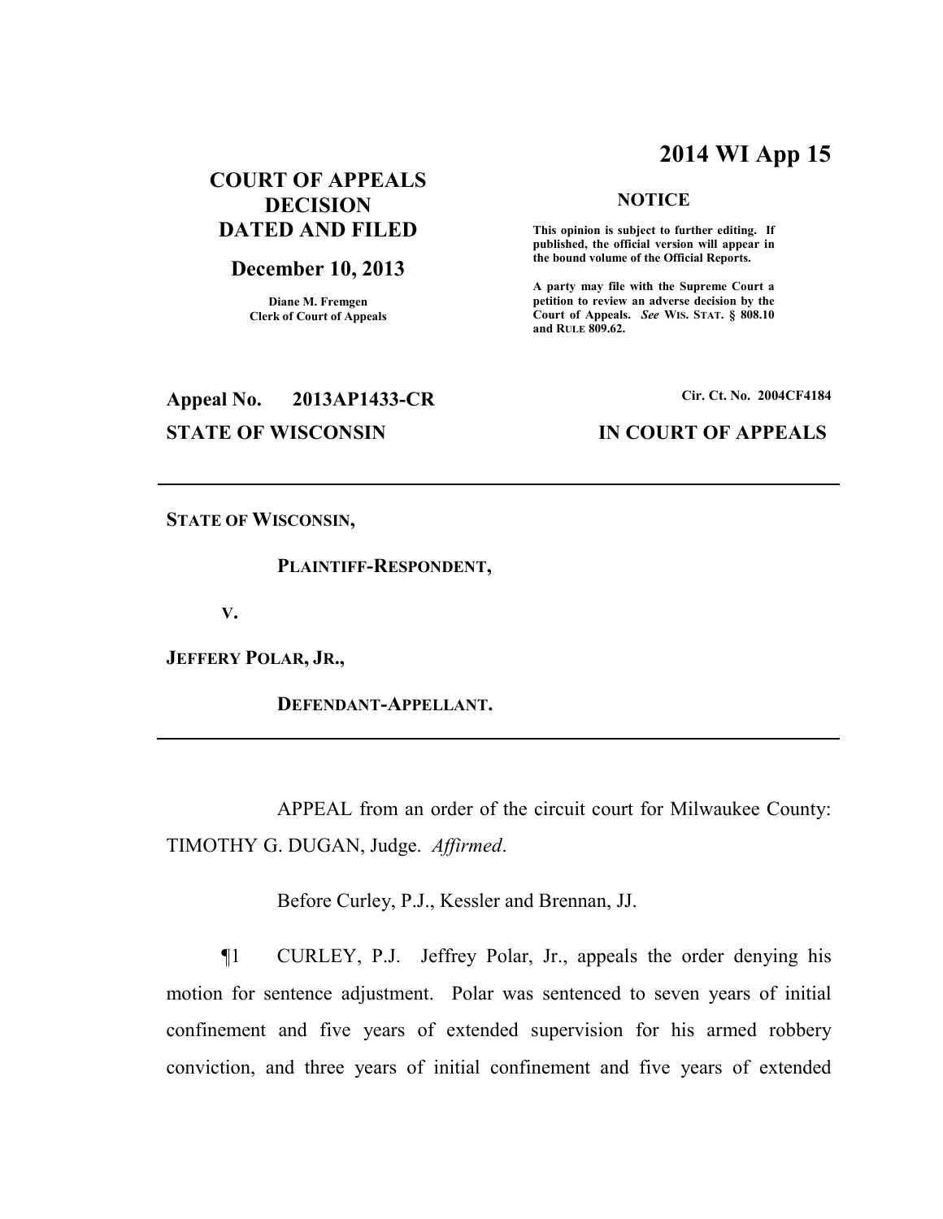# 2014 WI App 15

**COURT OF APPEALS DECISION DATED AND FILED**

**December 10, 2013**

**Diane M. Fremgen**
**Clerk of Court of Appeals**

**NOTICE**

**This opinion is subject to further editing. If published, the official version will appear in the bound volume of the Official Reports.**

**A party may file with the Supreme Court a petition to review an adverse decision by the Court of Appeals. *See* WIS. STAT. § 808.10 and RULE 809.62.**

**Appeal No. 2013AP1433-CR**

**Cir. Ct. No. 2004CF4184**

**STATE OF WISCONSIN IN COURT OF APPEALS**

---

**STATE OF WISCONSIN,**

**PLAINTIFF-RESPONDENT,**

**V.**

**JEFFERY POLAR, JR.,**

**DEFENDANT-APPELLANT.**

---

APPEAL from an order of the circuit court for Milwaukee County: TIMOTHY G. DUGAN, Judge. *Affirmed*.

Before Curley, P.J., Kessler and Brennan, JJ.

¶1 CURLEY, P.J. Jeffrey Polar, Jr., appeals the order denying his motion for sentence adjustment. Polar was sentenced to seven years of initial confinement and five years of extended supervision for his armed robbery conviction, and three years of initial confinement and five years of extended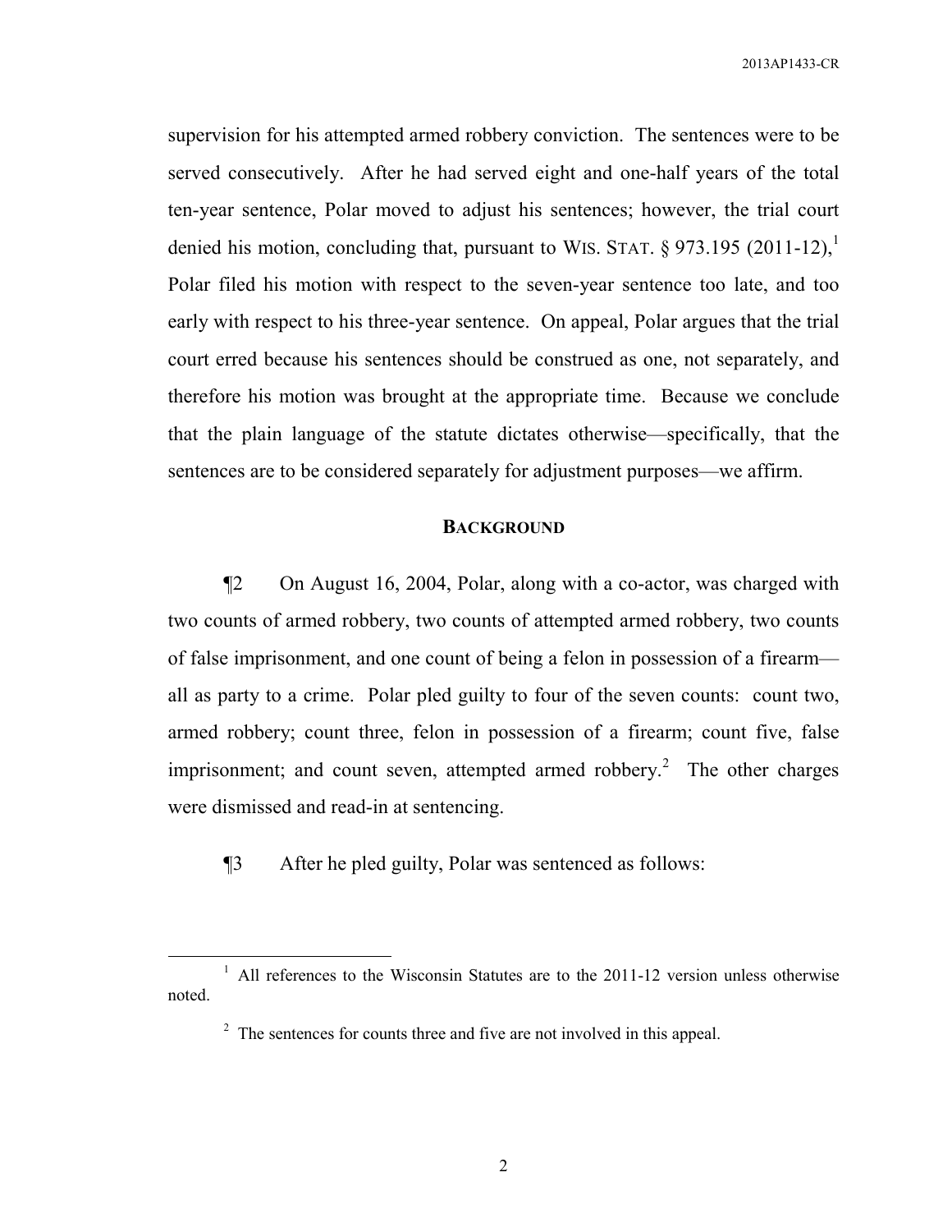supervision for his attempted armed robbery conviction. The sentences were to be served consecutively. After he had served eight and one-half years of the total ten-year sentence, Polar moved to adjust his sentences; however, the trial court denied his motion, concluding that, pursuant to WIS. STAT. § 973.195 (2011-12),[1] Polar filed his motion with respect to the seven-year sentence too late, and too early with respect to his three-year sentence. On appeal, Polar argues that the trial court erred because his sentences should be construed as one, not separately, and therefore his motion was brought at the appropriate time. Because we conclude that the plain language of the statute dictates otherwise—specifically, that the sentences are to be considered separately for adjustment purposes—we affirm.

## BACKGROUND

¶2 On August 16, 2004, Polar, along with a co-actor, was charged with two counts of armed robbery, two counts of attempted armed robbery, two counts of false imprisonment, and one count of being a felon in possession of a firearm—all as party to a crime. Polar pled guilty to four of the seven counts: count two, armed robbery; count three, felon in possession of a firearm; count five, false imprisonment; and count seven, attempted armed robbery.[2] The other charges were dismissed and read-in at sentencing.

¶3 After he pled guilty, Polar was sentenced as follows:

---

[1] All references to the Wisconsin Statutes are to the 2011-12 version unless otherwise noted.

[2] The sentences for counts three and five are not involved in this appeal.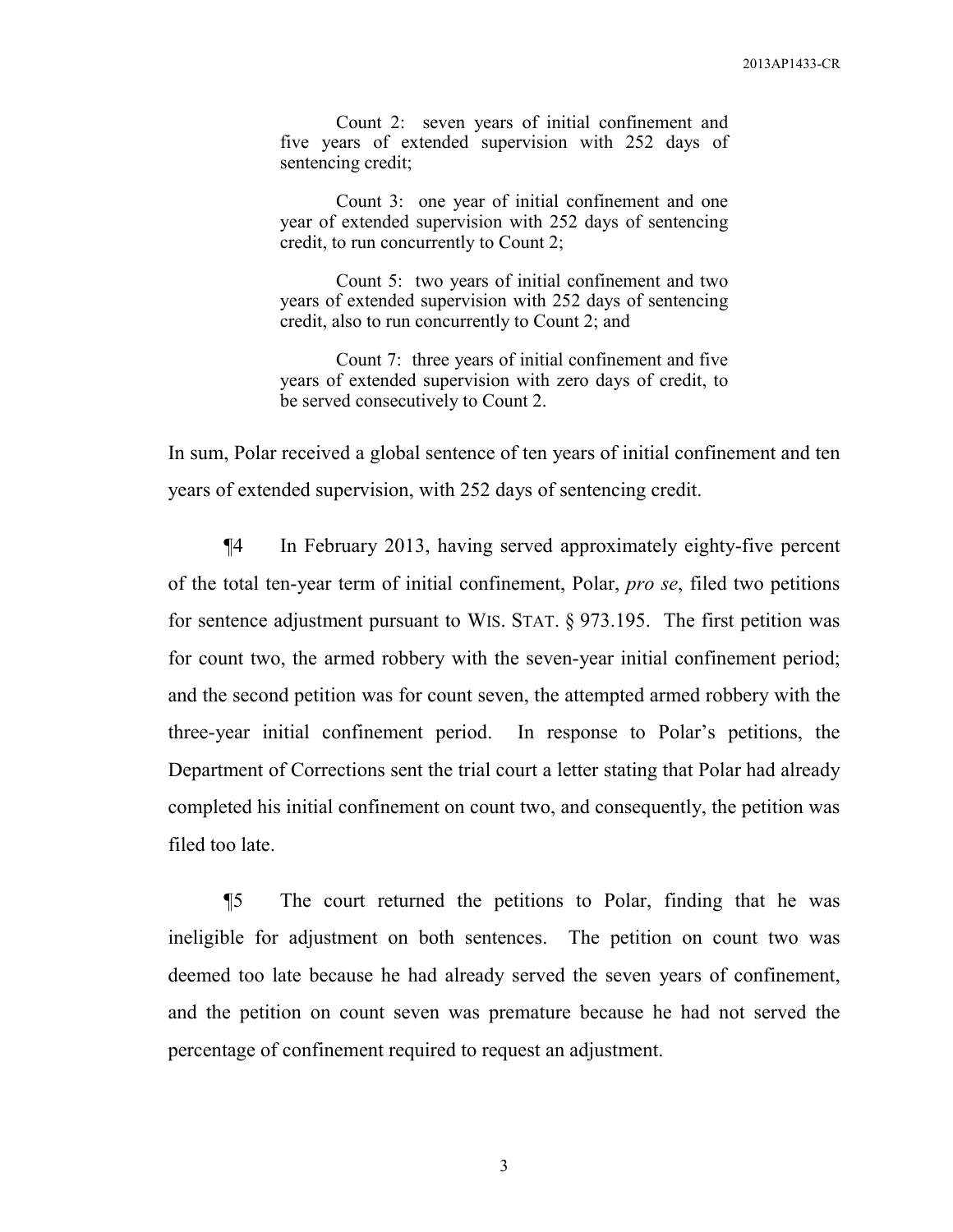> Count 2: seven years of initial confinement and five years of extended supervision with 252 days of sentencing credit;
>
> Count 3: one year of initial confinement and one year of extended supervision with 252 days of sentencing credit, to run concurrently to Count 2;
>
> Count 5: two years of initial confinement and two years of extended supervision with 252 days of sentencing credit, also to run concurrently to Count 2; and
>
> Count 7: three years of initial confinement and five years of extended supervision with zero days of credit, to be served consecutively to Count 2.

In sum, Polar received a global sentence of ten years of initial confinement and ten years of extended supervision, with 252 days of sentencing credit.

¶4 In February 2013, having served approximately eighty-five percent of the total ten-year term of initial confinement, Polar, *pro se*, filed two petitions for sentence adjustment pursuant to WIS. STAT. § 973.195. The first petition was for count two, the armed robbery with the seven-year initial confinement period; and the second petition was for count seven, the attempted armed robbery with the three-year initial confinement period. In response to Polar's petitions, the Department of Corrections sent the trial court a letter stating that Polar had already completed his initial confinement on count two, and consequently, the petition was filed too late.

¶5 The court returned the petitions to Polar, finding that he was ineligible for adjustment on both sentences. The petition on count two was deemed too late because he had already served the seven years of confinement, and the petition on count seven was premature because he had not served the percentage of confinement required to request an adjustment.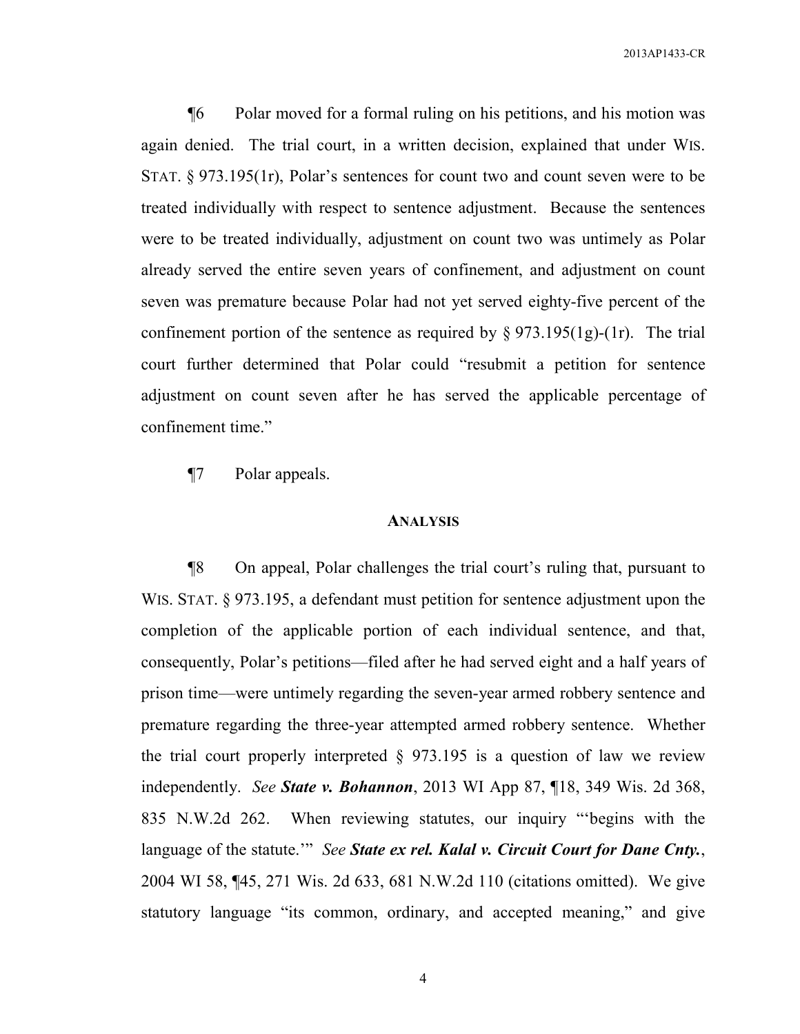¶6 Polar moved for a formal ruling on his petitions, and his motion was again denied. The trial court, in a written decision, explained that under WIS. STAT. § 973.195(1r), Polar's sentences for count two and count seven were to be treated individually with respect to sentence adjustment. Because the sentences were to be treated individually, adjustment on count two was untimely as Polar already served the entire seven years of confinement, and adjustment on count seven was premature because Polar had not yet served eighty-five percent of the confinement portion of the sentence as required by § 973.195(1g)-(1r). The trial court further determined that Polar could "resubmit a petition for sentence adjustment on count seven after he has served the applicable percentage of confinement time."

¶7 Polar appeals.

## ANALYSIS

¶8 On appeal, Polar challenges the trial court's ruling that, pursuant to WIS. STAT. § 973.195, a defendant must petition for sentence adjustment upon the completion of the applicable portion of each individual sentence, and that, consequently, Polar's petitions—filed after he had served eight and a half years of prison time—were untimely regarding the seven-year armed robbery sentence and premature regarding the three-year attempted armed robbery sentence. Whether the trial court properly interpreted § 973.195 is a question of law we review independently. *See* ***State v. Bohannon***, 2013 WI App 87, ¶18, 349 Wis. 2d 368, 835 N.W.2d 262. When reviewing statutes, our inquiry "'begins with the language of the statute.'" *See* ***State ex rel. Kalal v. Circuit Court for Dane Cnty.***, 2004 WI 58, ¶45, 271 Wis. 2d 633, 681 N.W.2d 110 (citations omitted). We give statutory language "its common, ordinary, and accepted meaning," and give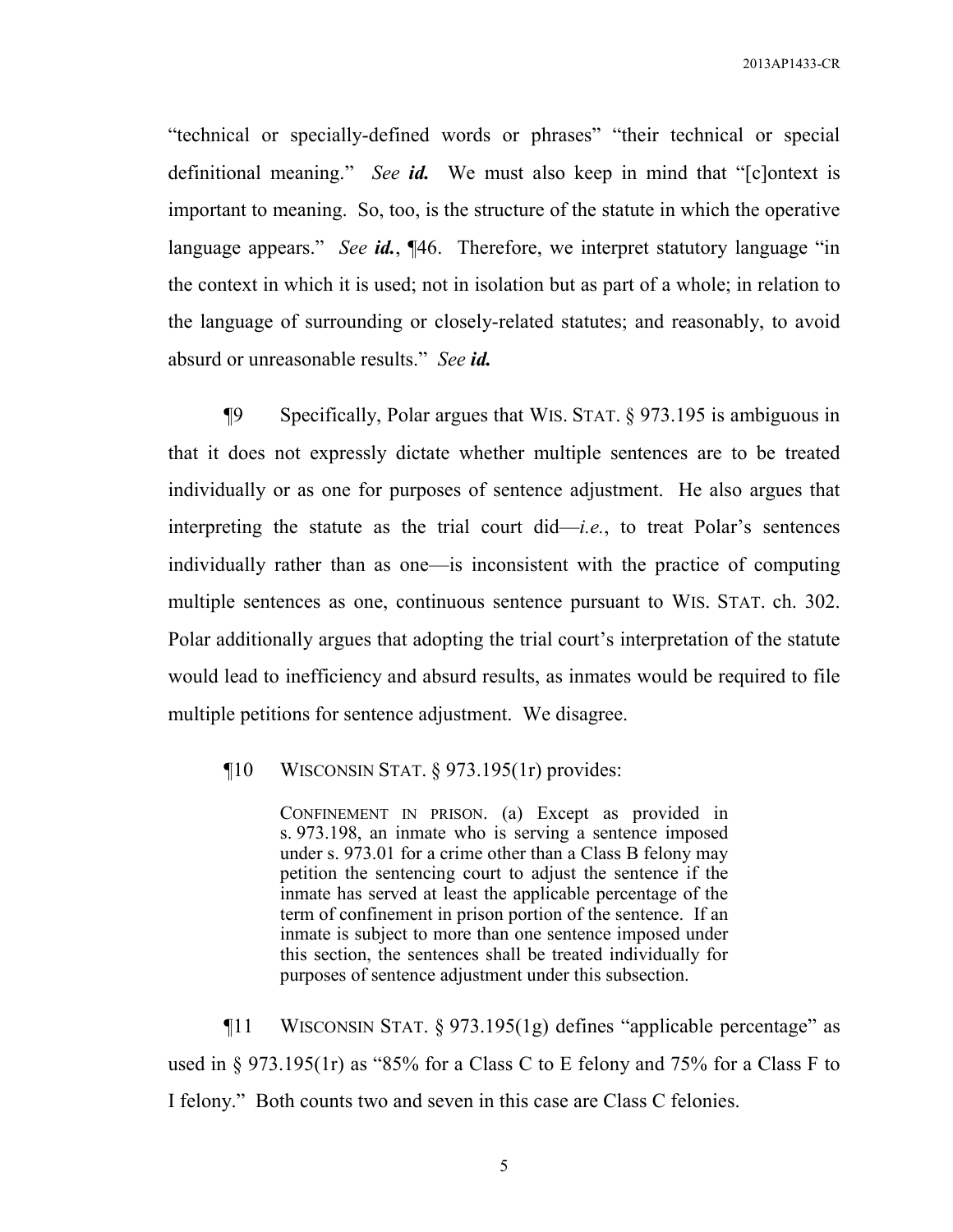"technical or specially-defined words or phrases" "their technical or special definitional meaning." *See* ***id.*** We must also keep in mind that "[c]ontext is important to meaning. So, too, is the structure of the statute in which the operative language appears." *See* ***id.***, ¶46. Therefore, we interpret statutory language "in the context in which it is used; not in isolation but as part of a whole; in relation to the language of surrounding or closely-related statutes; and reasonably, to avoid absurd or unreasonable results." *See* ***id.***

¶9 Specifically, Polar argues that WIS. STAT. § 973.195 is ambiguous in that it does not expressly dictate whether multiple sentences are to be treated individually or as one for purposes of sentence adjustment. He also argues that interpreting the statute as the trial court did—*i.e.*, to treat Polar's sentences individually rather than as one—is inconsistent with the practice of computing multiple sentences as one, continuous sentence pursuant to WIS. STAT. ch. 302. Polar additionally argues that adopting the trial court's interpretation of the statute would lead to inefficiency and absurd results, as inmates would be required to file multiple petitions for sentence adjustment. We disagree.

¶10 WISCONSIN STAT. § 973.195(1r) provides:

> CONFINEMENT IN PRISON. (a) Except as provided in s. 973.198, an inmate who is serving a sentence imposed under s. 973.01 for a crime other than a Class B felony may petition the sentencing court to adjust the sentence if the inmate has served at least the applicable percentage of the term of confinement in prison portion of the sentence. If an inmate is subject to more than one sentence imposed under this section, the sentences shall be treated individually for purposes of sentence adjustment under this subsection.

¶11 WISCONSIN STAT. § 973.195(1g) defines "applicable percentage" as used in § 973.195(1r) as "85% for a Class C to E felony and 75% for a Class F to I felony." Both counts two and seven in this case are Class C felonies.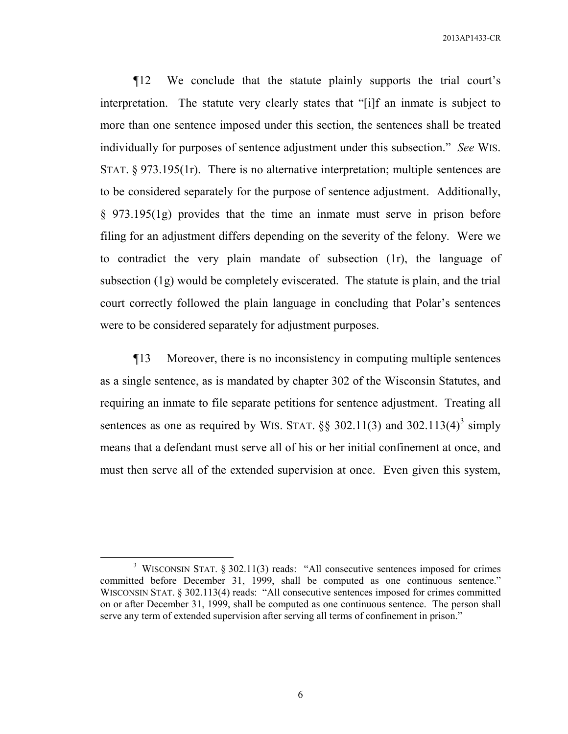¶12 We conclude that the statute plainly supports the trial court's interpretation. The statute very clearly states that "[i]f an inmate is subject to more than one sentence imposed under this section, the sentences shall be treated individually for purposes of sentence adjustment under this subsection." *See* WIS. STAT. § 973.195(1r). There is no alternative interpretation; multiple sentences are to be considered separately for the purpose of sentence adjustment. Additionally, § 973.195(1g) provides that the time an inmate must serve in prison before filing for an adjustment differs depending on the severity of the felony. Were we to contradict the very plain mandate of subsection (1r), the language of subsection (1g) would be completely eviscerated. The statute is plain, and the trial court correctly followed the plain language in concluding that Polar's sentences were to be considered separately for adjustment purposes.

¶13 Moreover, there is no inconsistency in computing multiple sentences as a single sentence, as is mandated by chapter 302 of the Wisconsin Statutes, and requiring an inmate to file separate petitions for sentence adjustment. Treating all sentences as one as required by WIS. STAT. §§ 302.11(3) and 302.113(4)[3] simply means that a defendant must serve all of his or her initial confinement at once, and must then serve all of the extended supervision at once. Even given this system,

---

[3] WISCONSIN STAT. § 302.11(3) reads: "All consecutive sentences imposed for crimes committed before December 31, 1999, shall be computed as one continuous sentence." WISCONSIN STAT. § 302.113(4) reads: "All consecutive sentences imposed for crimes committed on or after December 31, 1999, shall be computed as one continuous sentence. The person shall serve any term of extended supervision after serving all terms of confinement in prison."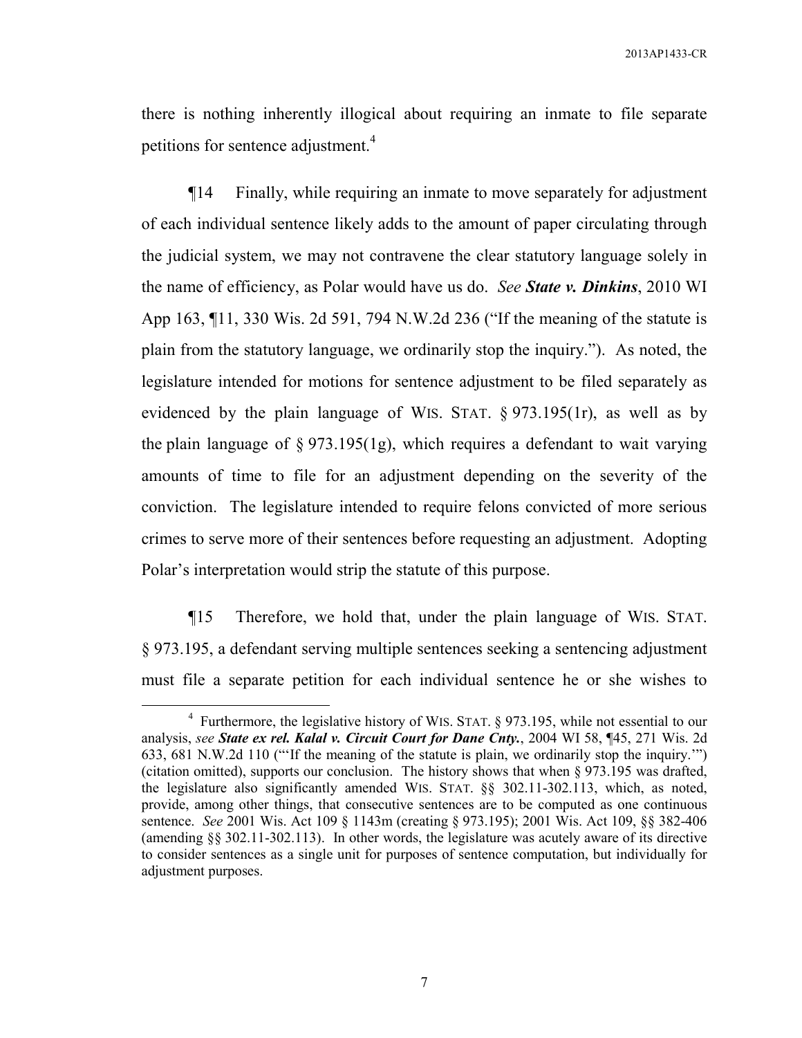there is nothing inherently illogical about requiring an inmate to file separate petitions for sentence adjustment.[4]

¶14 Finally, while requiring an inmate to move separately for adjustment of each individual sentence likely adds to the amount of paper circulating through the judicial system, we may not contravene the clear statutory language solely in the name of efficiency, as Polar would have us do. *See* ***State v. Dinkins***, 2010 WI App 163, ¶11, 330 Wis. 2d 591, 794 N.W.2d 236 ("If the meaning of the statute is plain from the statutory language, we ordinarily stop the inquiry."). As noted, the legislature intended for motions for sentence adjustment to be filed separately as evidenced by the plain language of WIS. STAT. § 973.195(1r), as well as by the plain language of § 973.195(1g), which requires a defendant to wait varying amounts of time to file for an adjustment depending on the severity of the conviction. The legislature intended to require felons convicted of more serious crimes to serve more of their sentences before requesting an adjustment. Adopting Polar's interpretation would strip the statute of this purpose.

¶15 Therefore, we hold that, under the plain language of WIS. STAT. § 973.195, a defendant serving multiple sentences seeking a sentencing adjustment must file a separate petition for each individual sentence he or she wishes to

---

[4] Furthermore, the legislative history of WIS. STAT. § 973.195, while not essential to our analysis, *see* ***State ex rel. Kalal v. Circuit Court for Dane Cnty.***, 2004 WI 58, ¶45, 271 Wis. 2d 633, 681 N.W.2d 110 ("'If the meaning of the statute is plain, we ordinarily stop the inquiry.'") (citation omitted), supports our conclusion. The history shows that when § 973.195 was drafted, the legislature also significantly amended WIS. STAT. §§ 302.11-302.113, which, as noted, provide, among other things, that consecutive sentences are to be computed as one continuous sentence. *See* 2001 Wis. Act 109 § 1143m (creating § 973.195); 2001 Wis. Act 109, §§ 382-406 (amending §§ 302.11-302.113). In other words, the legislature was acutely aware of its directive to consider sentences as a single unit for purposes of sentence computation, but individually for adjustment purposes.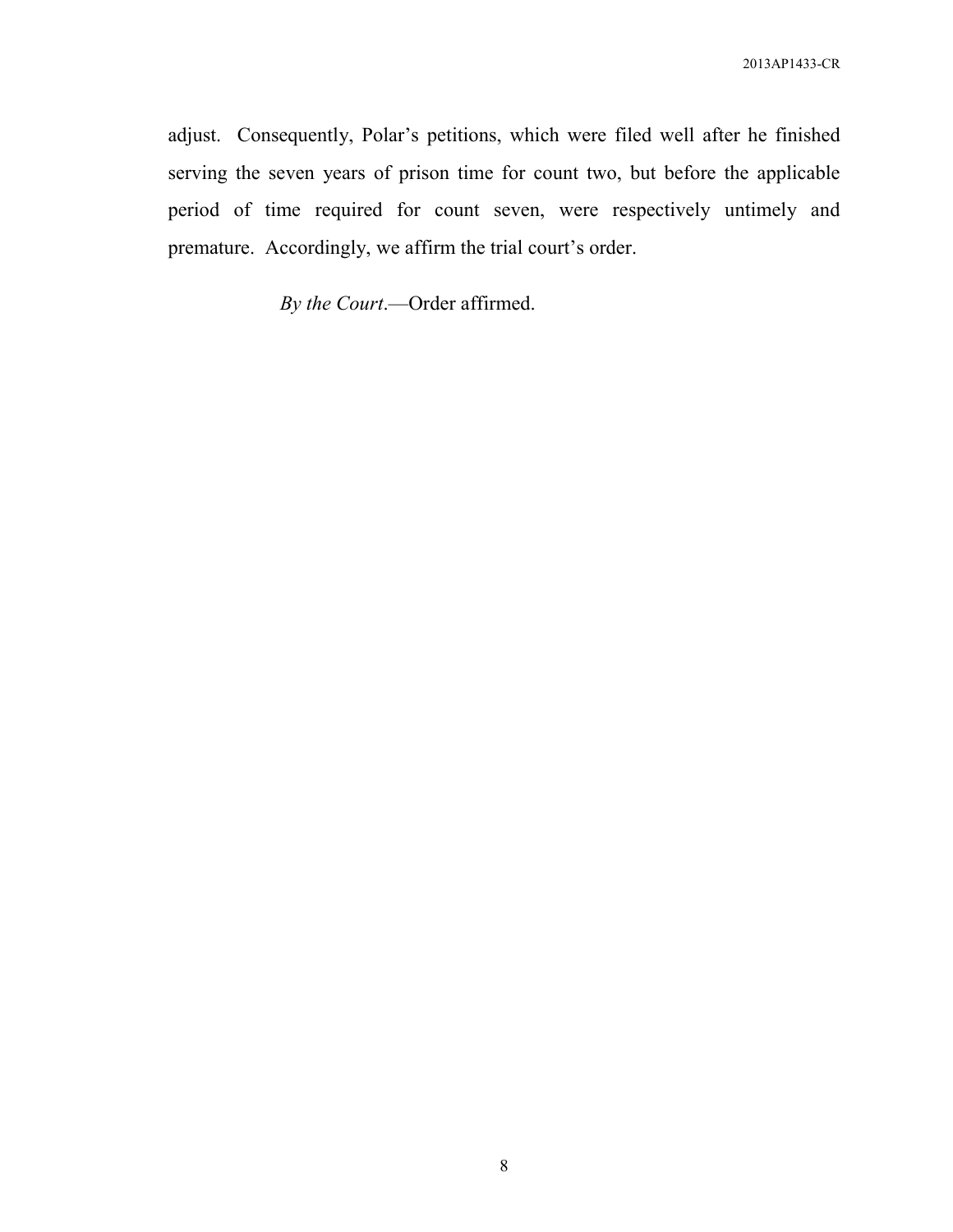adjust. Consequently, Polar's petitions, which were filed well after he finished serving the seven years of prison time for count two, but before the applicable period of time required for count seven, were respectively untimely and premature. Accordingly, we affirm the trial court's order.

*By the Court*.—Order affirmed.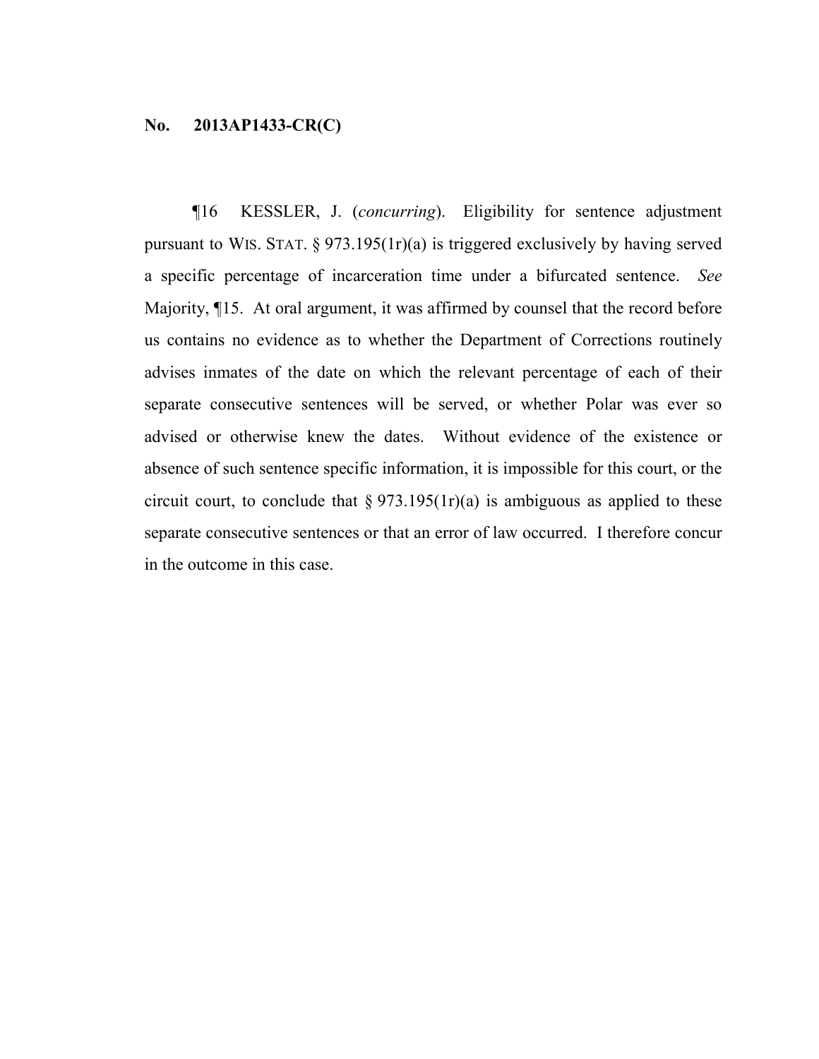**No. 2013AP1433-CR(C)**

¶16 KESSLER, J. (*concurring*). Eligibility for sentence adjustment pursuant to WIS. STAT. § 973.195(1r)(a) is triggered exclusively by having served a specific percentage of incarceration time under a bifurcated sentence. *See* Majority, ¶15. At oral argument, it was affirmed by counsel that the record before us contains no evidence as to whether the Department of Corrections routinely advises inmates of the date on which the relevant percentage of each of their separate consecutive sentences will be served, or whether Polar was ever so advised or otherwise knew the dates. Without evidence of the existence or absence of such sentence specific information, it is impossible for this court, or the circuit court, to conclude that § 973.195(1r)(a) is ambiguous as applied to these separate consecutive sentences or that an error of law occurred. I therefore concur in the outcome in this case.